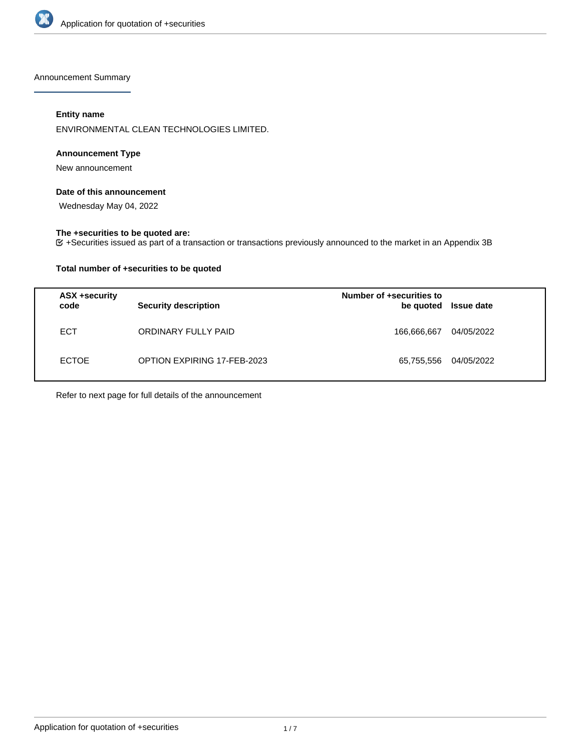Announcement Summary

**Entity name**

ENVIRONMENTAL CLEAN TECHNOLOGIES LIMITED.

**Announcement Type**

New announcement

**Date of this announcement**

Wednesday May 04, 2022

**The +securities to be quoted are:**

+Securities issued as part of a transaction or transactions previously announced to the market in an Appendix 3B

**Total number of +securities to be quoted**

| ASX +security code | Security description | Number of +securities to be quoted | Issue date |
|---|---|---|---|
| ECT | ORDINARY FULLY PAID | 166,666,667 | 04/05/2022 |
| ECTOE | OPTION EXPIRING 17-FEB-2023 | 65,755,556 | 04/05/2022 |

Refer to next page for full details of the announcement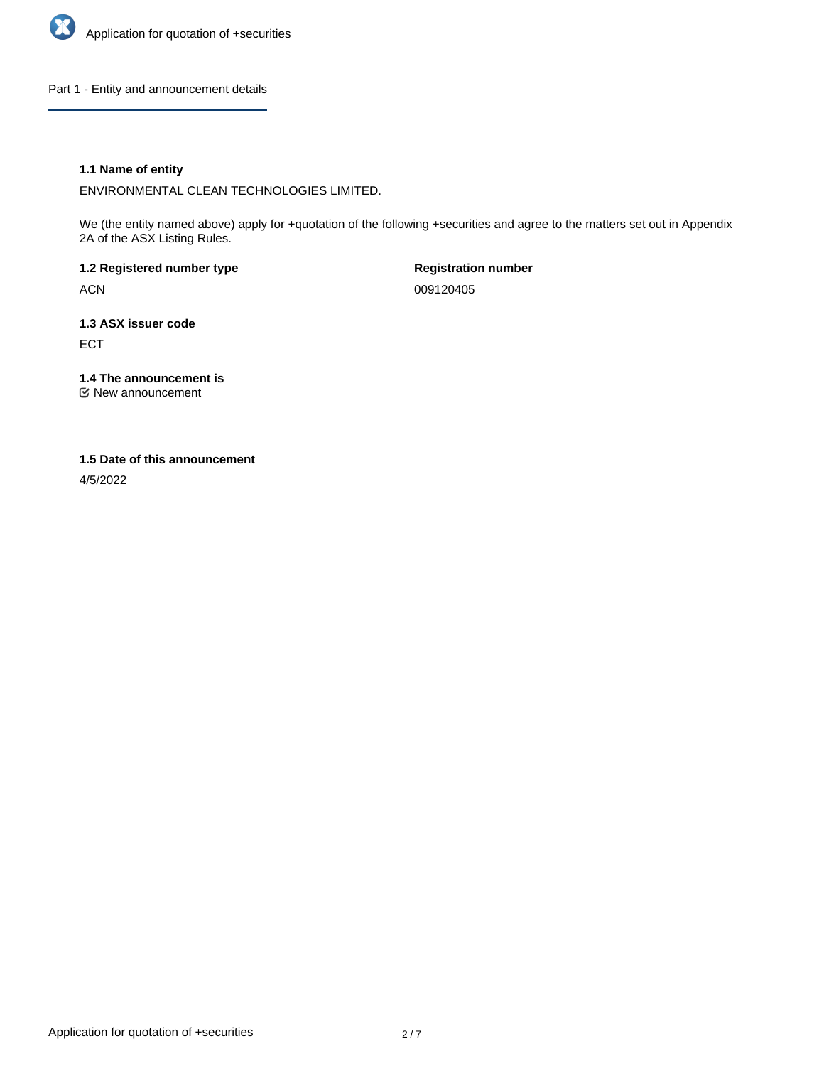## Part 1 - Entity and announcement details

**1.1 Name of entity**

ENVIRONMENTAL CLEAN TECHNOLOGIES LIMITED.

We (the entity named above) apply for +quotation of the following +securities and agree to the matters set out in Appendix 2A of the ASX Listing Rules.

**1.2 Registered number type**

ACN

**Registration number**

009120405

**1.3 ASX issuer code**

ECT

**1.4 The announcement is**

☑ New announcement

**1.5 Date of this announcement**

4/5/2022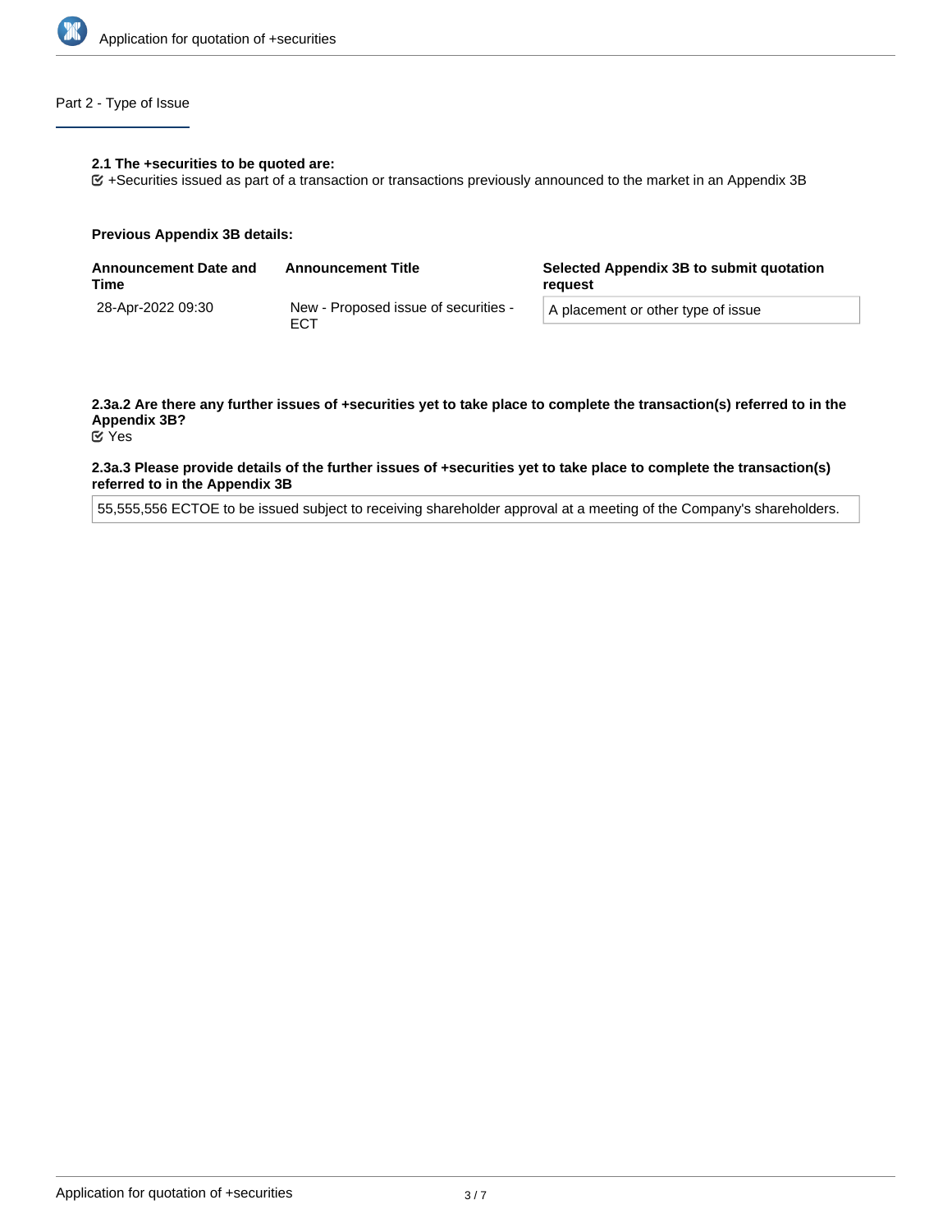## Part 2 - Type of Issue

**2.1 The +securities to be quoted are:**

☑ +Securities issued as part of a transaction or transactions previously announced to the market in an Appendix 3B

**Previous Appendix 3B details:**

| Announcement Date and Time | Announcement Title | Selected Appendix 3B to submit quotation request |
| --- | --- | --- |
| 28-Apr-2022 09:30 | New - Proposed issue of securities - ECT | A placement or other type of issue |

**2.3a.2 Are there any further issues of +securities yet to take place to complete the transaction(s) referred to in the Appendix 3B?**

☑ Yes

**2.3a.3 Please provide details of the further issues of +securities yet to take place to complete the transaction(s) referred to in the Appendix 3B**

55,555,556 ECTOE to be issued subject to receiving shareholder approval at a meeting of the Company's shareholders.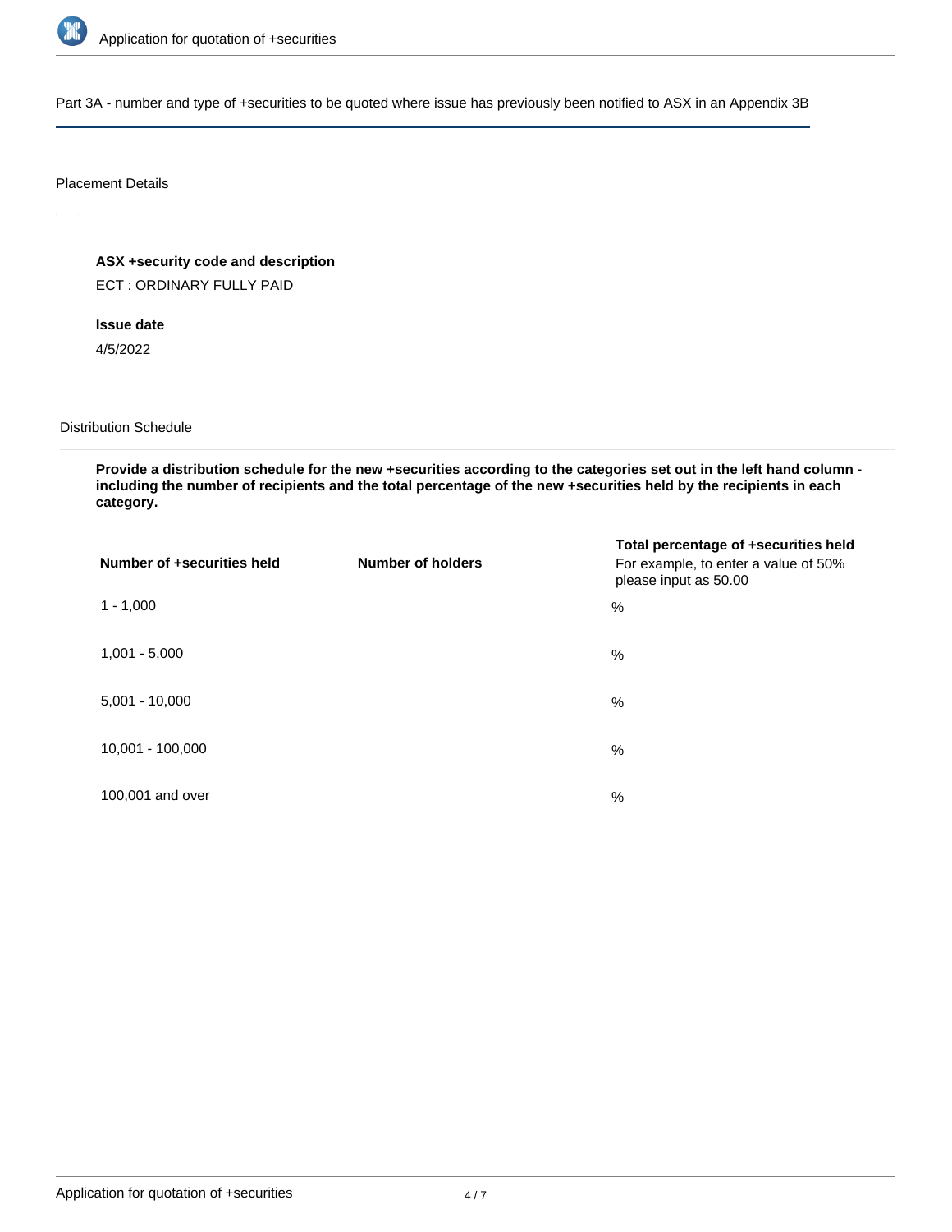## Part 3A - number and type of +securities to be quoted where issue has previously been notified to ASX in an Appendix 3B

### Placement Details

**ASX +security code and description**

ECT : ORDINARY FULLY PAID

**Issue date**

4/5/2022

### Distribution Schedule

**Provide a distribution schedule for the new +securities according to the categories set out in the left hand column - including the number of recipients and the total percentage of the new +securities held by the recipients in each category.**

| Number of +securities held | Number of holders | Total percentage of +securities held<br>For example, to enter a value of 50% please input as 50.00 |
|---|---|---|
| 1 - 1,000 | | % |
| 1,001 - 5,000 | | % |
| 5,001 - 10,000 | | % |
| 10,001 - 100,000 | | % |
| 100,001 and over | | % |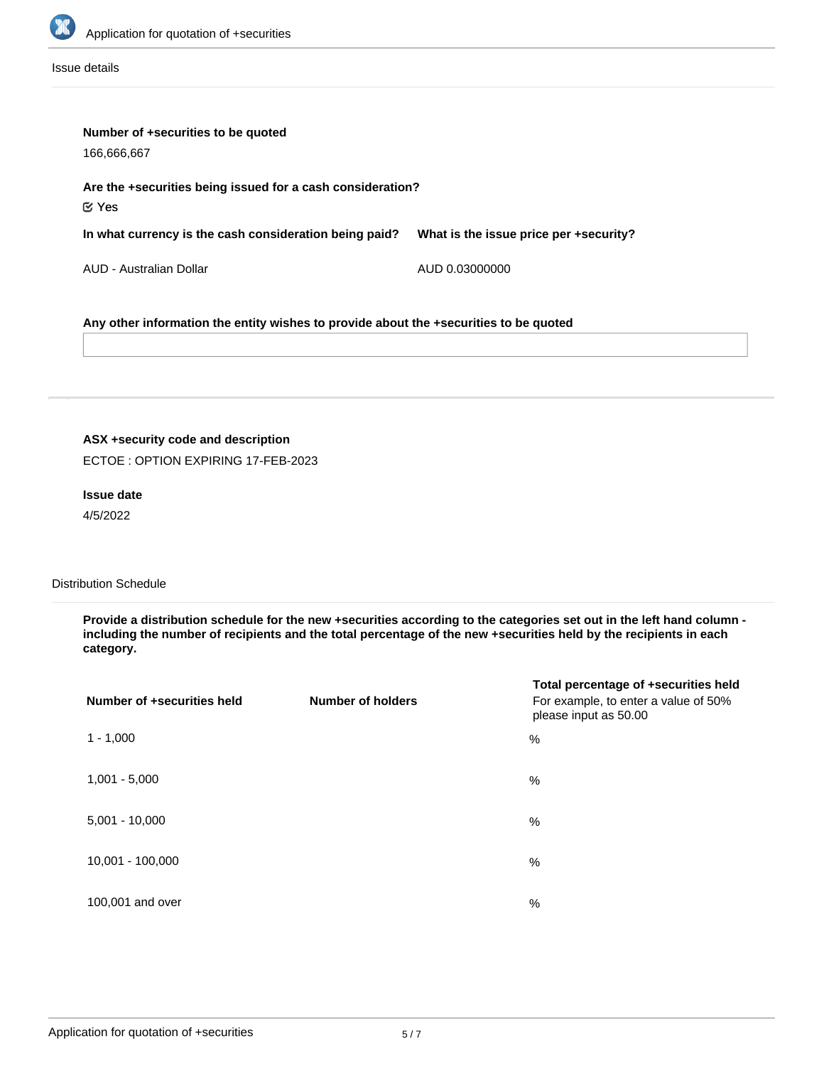Issue details

**Number of +securities to be quoted**

166,666,667

**Are the +securities being issued for a cash consideration?**

☑ Yes

| In what currency is the cash consideration being paid? | What is the issue price per +security? |
| --- | --- |
| AUD - Australian Dollar | AUD 0.03000000 |

**Any other information the entity wishes to provide about the +securities to be quoted**

---

**ASX +security code and description**

ECTOE : OPTION EXPIRING 17-FEB-2023

**Issue date**

4/5/2022

Distribution Schedule

**Provide a distribution schedule for the new +securities according to the categories set out in the left hand column - including the number of recipients and the total percentage of the new +securities held by the recipients in each category.**

| Number of +securities held | Number of holders | Total percentage of +securities held<br>For example, to enter a value of 50% please input as 50.00 |
| --- | --- | --- |
| 1 - 1,000 | | % |
| 1,001 - 5,000 | | % |
| 5,001 - 10,000 | | % |
| 10,001 - 100,000 | | % |
| 100,001 and over | | % |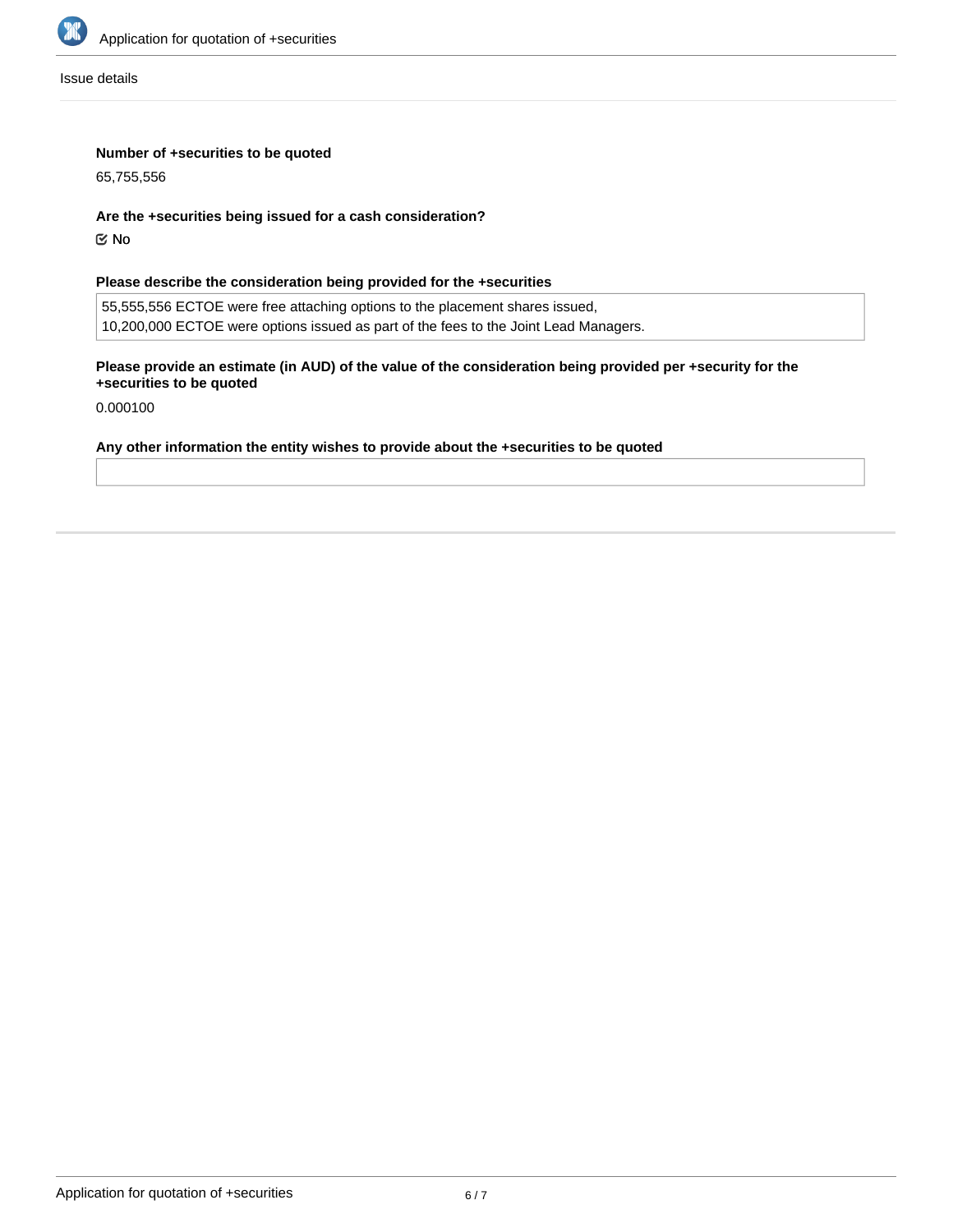Issue details

**Number of +securities to be quoted**

65,755,556

**Are the +securities being issued for a cash consideration?**

☑ No

**Please describe the consideration being provided for the +securities**

55,555,556 ECTOE were free attaching options to the placement shares issued,
10,200,000 ECTOE were options issued as part of the fees to the Joint Lead Managers.

**Please provide an estimate (in AUD) of the value of the consideration being provided per +security for the +securities to be quoted**

0.000100

**Any other information the entity wishes to provide about the +securities to be quoted**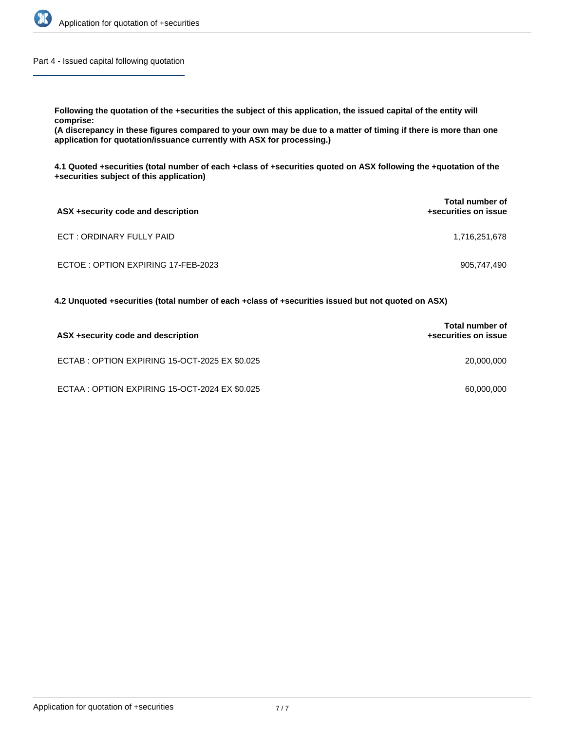## Part 4 - Issued capital following quotation

**Following the quotation of the +securities the subject of this application, the issued capital of the entity will comprise:**
**(A discrepancy in these figures compared to your own may be due to a matter of timing if there is more than one application for quotation/issuance currently with ASX for processing.)**

**4.1 Quoted +securities (total number of each +class of +securities quoted on ASX following the +quotation of the +securities subject of this application)**

| ASX +security code and description | Total number of +securities on issue |
|---|---|
| ECT : ORDINARY FULLY PAID | 1,716,251,678 |
| ECTOE : OPTION EXPIRING 17-FEB-2023 | 905,747,490 |

**4.2 Unquoted +securities (total number of each +class of +securities issued but not quoted on ASX)**

| ASX +security code and description | Total number of +securities on issue |
|---|---|
| ECTAB : OPTION EXPIRING 15-OCT-2025 EX $0.025 | 20,000,000 |
| ECTAA : OPTION EXPIRING 15-OCT-2024 EX $0.025 | 60,000,000 |